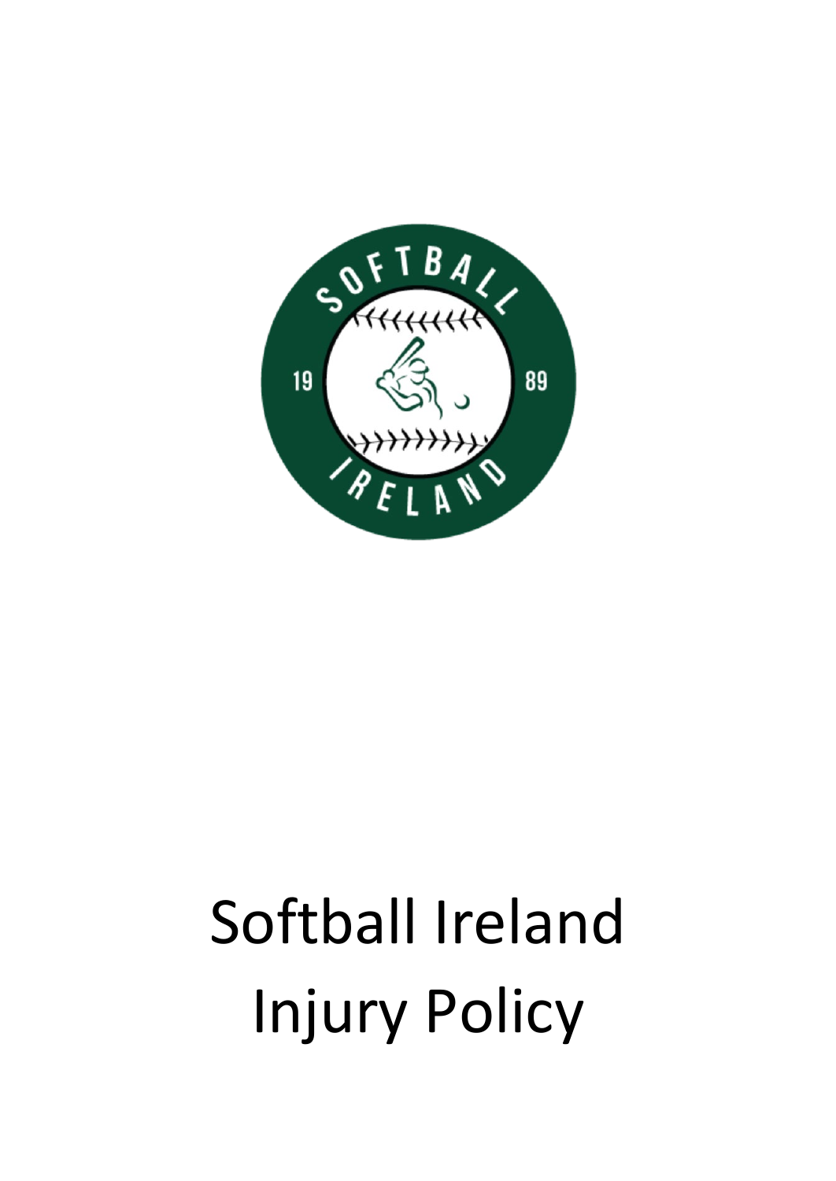# Softball Ireland Injury Policy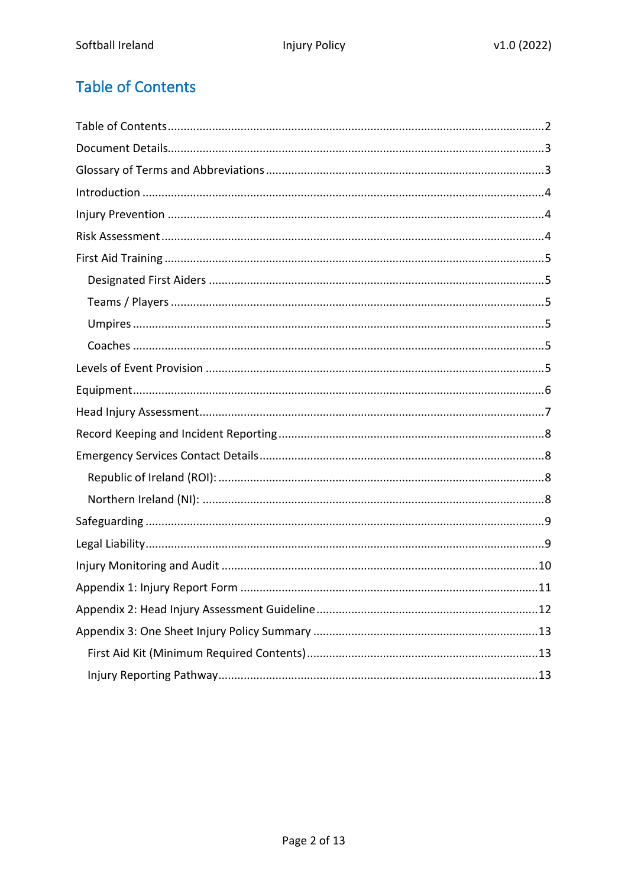## Table of Contents

- Table of Contents ..... 2
- Document Details ..... 3
- Glossary of Terms and Abbreviations ..... 3
- Introduction ..... 4
- Injury Prevention ..... 4
- Risk Assessment ..... 4
- First Aid Training ..... 5
  - Designated First Aiders ..... 5
  - Teams / Players ..... 5
  - Umpires ..... 5
  - Coaches ..... 5
- Levels of Event Provision ..... 5
- Equipment ..... 6
- Head Injury Assessment ..... 7
- Record Keeping and Incident Reporting ..... 8
- Emergency Services Contact Details ..... 8
  - Republic of Ireland (ROI): ..... 8
  - Northern Ireland (NI): ..... 8
- Safeguarding ..... 9
- Legal Liability ..... 9
- Injury Monitoring and Audit ..... 10
- Appendix 1: Injury Report Form ..... 11
- Appendix 2: Head Injury Assessment Guideline ..... 12
- Appendix 3: One Sheet Injury Policy Summary ..... 13
  - First Aid Kit (Minimum Required Contents) ..... 13
  - Injury Reporting Pathway ..... 13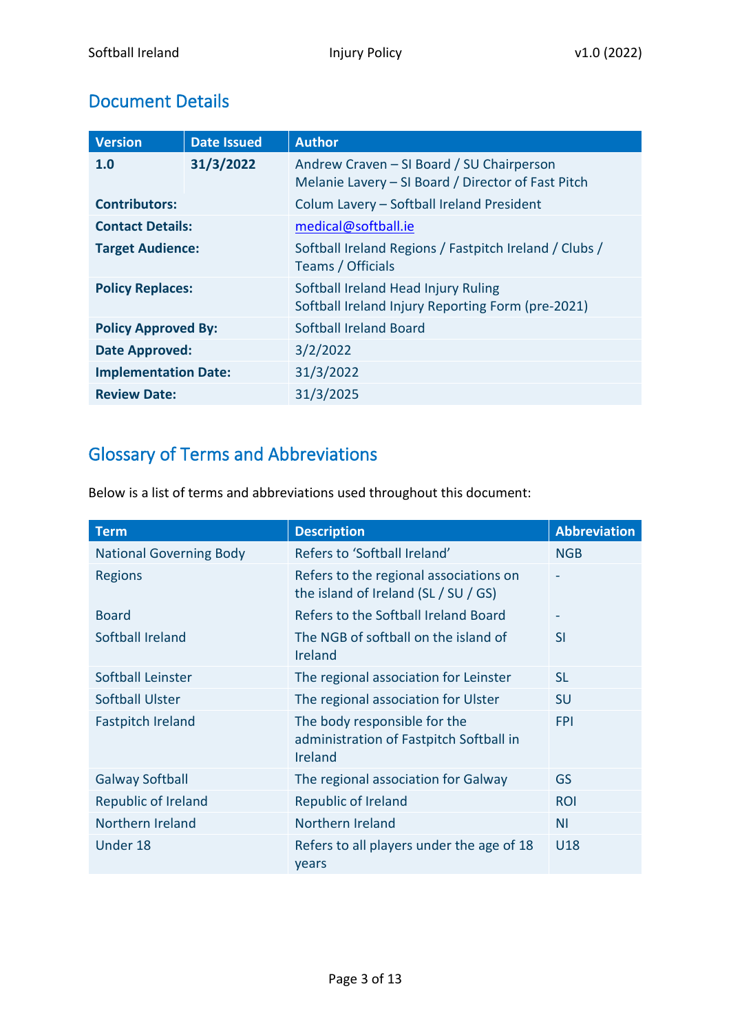## Document Details

| Version | Date Issued | Author |
|---|---|---|
| **1.0** | **31/3/2022** | Andrew Craven – SI Board / SU Chairperson<br>Melanie Lavery – SI Board / Director of Fast Pitch |
| **Contributors:** | | Colum Lavery – Softball Ireland President |
| **Contact Details:** | | medical@softball.ie |
| **Target Audience:** | | Softball Ireland Regions / Fastpitch Ireland / Clubs / Teams / Officials |
| **Policy Replaces:** | | Softball Ireland Head Injury Ruling<br>Softball Ireland Injury Reporting Form (pre-2021) |
| **Policy Approved By:** | | Softball Ireland Board |
| **Date Approved:** | | 3/2/2022 |
| **Implementation Date:** | | 31/3/2022 |
| **Review Date:** | | 31/3/2025 |

## Glossary of Terms and Abbreviations

Below is a list of terms and abbreviations used throughout this document:

| Term | Description | Abbreviation |
|---|---|---|
| National Governing Body | Refers to 'Softball Ireland' | NGB |
| Regions | Refers to the regional associations on the island of Ireland (SL / SU / GS) | - |
| Board | Refers to the Softball Ireland Board | - |
| Softball Ireland | The NGB of softball on the island of Ireland | SI |
| Softball Leinster | The regional association for Leinster | SL |
| Softball Ulster | The regional association for Ulster | SU |
| Fastpitch Ireland | The body responsible for the administration of Fastpitch Softball in Ireland | FPI |
| Galway Softball | The regional association for Galway | GS |
| Republic of Ireland | Republic of Ireland | ROI |
| Northern Ireland | Northern Ireland | NI |
| Under 18 | Refers to all players under the age of 18 years | U18 |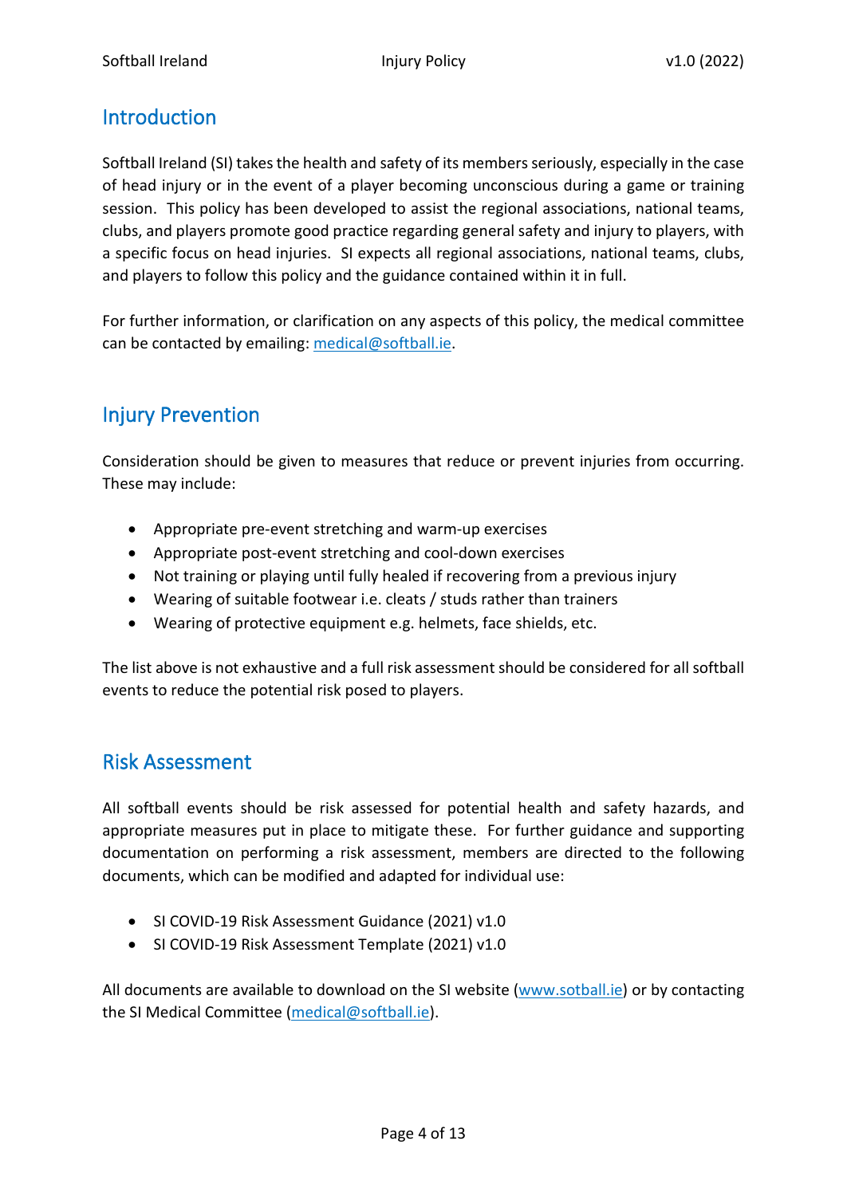## Introduction

Softball Ireland (SI) takes the health and safety of its members seriously, especially in the case of head injury or in the event of a player becoming unconscious during a game or training session. This policy has been developed to assist the regional associations, national teams, clubs, and players promote good practice regarding general safety and injury to players, with a specific focus on head injuries. SI expects all regional associations, national teams, clubs, and players to follow this policy and the guidance contained within it in full.

For further information, or clarification on any aspects of this policy, the medical committee can be contacted by emailing: medical@softball.ie.

## Injury Prevention

Consideration should be given to measures that reduce or prevent injuries from occurring. These may include:

- Appropriate pre-event stretching and warm-up exercises
- Appropriate post-event stretching and cool-down exercises
- Not training or playing until fully healed if recovering from a previous injury
- Wearing of suitable footwear i.e. cleats / studs rather than trainers
- Wearing of protective equipment e.g. helmets, face shields, etc.

The list above is not exhaustive and a full risk assessment should be considered for all softball events to reduce the potential risk posed to players.

## Risk Assessment

All softball events should be risk assessed for potential health and safety hazards, and appropriate measures put in place to mitigate these. For further guidance and supporting documentation on performing a risk assessment, members are directed to the following documents, which can be modified and adapted for individual use:

- SI COVID-19 Risk Assessment Guidance (2021) v1.0
- SI COVID-19 Risk Assessment Template (2021) v1.0

All documents are available to download on the SI website (www.sotball.ie) or by contacting the SI Medical Committee (medical@softball.ie).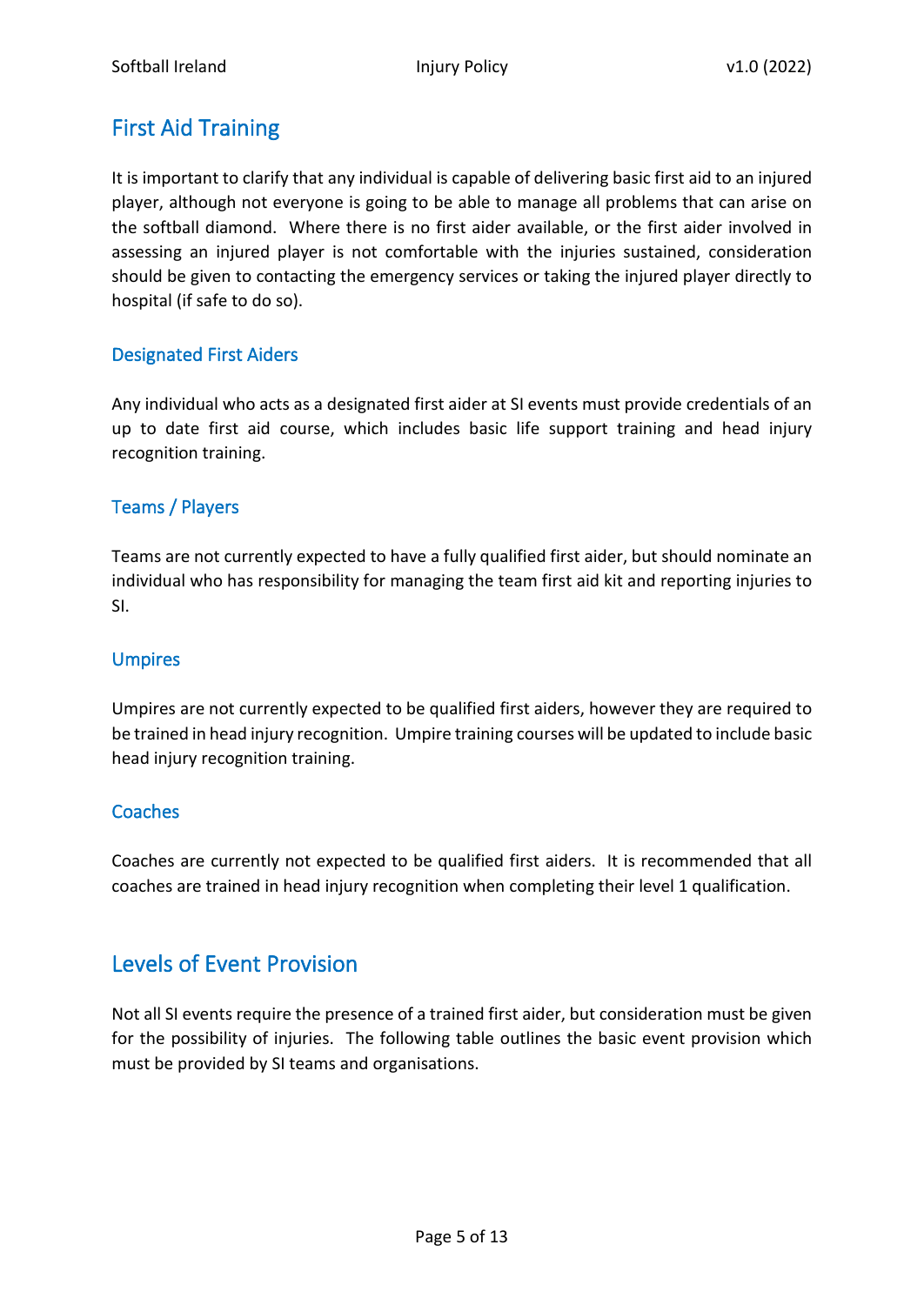## First Aid Training

It is important to clarify that any individual is capable of delivering basic first aid to an injured player, although not everyone is going to be able to manage all problems that can arise on the softball diamond. Where there is no first aider available, or the first aider involved in assessing an injured player is not comfortable with the injuries sustained, consideration should be given to contacting the emergency services or taking the injured player directly to hospital (if safe to do so).

### Designated First Aiders

Any individual who acts as a designated first aider at SI events must provide credentials of an up to date first aid course, which includes basic life support training and head injury recognition training.

### Teams / Players

Teams are not currently expected to have a fully qualified first aider, but should nominate an individual who has responsibility for managing the team first aid kit and reporting injuries to SI.

### Umpires

Umpires are not currently expected to be qualified first aiders, however they are required to be trained in head injury recognition. Umpire training courses will be updated to include basic head injury recognition training.

### Coaches

Coaches are currently not expected to be qualified first aiders. It is recommended that all coaches are trained in head injury recognition when completing their level 1 qualification.

## Levels of Event Provision

Not all SI events require the presence of a trained first aider, but consideration must be given for the possibility of injuries. The following table outlines the basic event provision which must be provided by SI teams and organisations.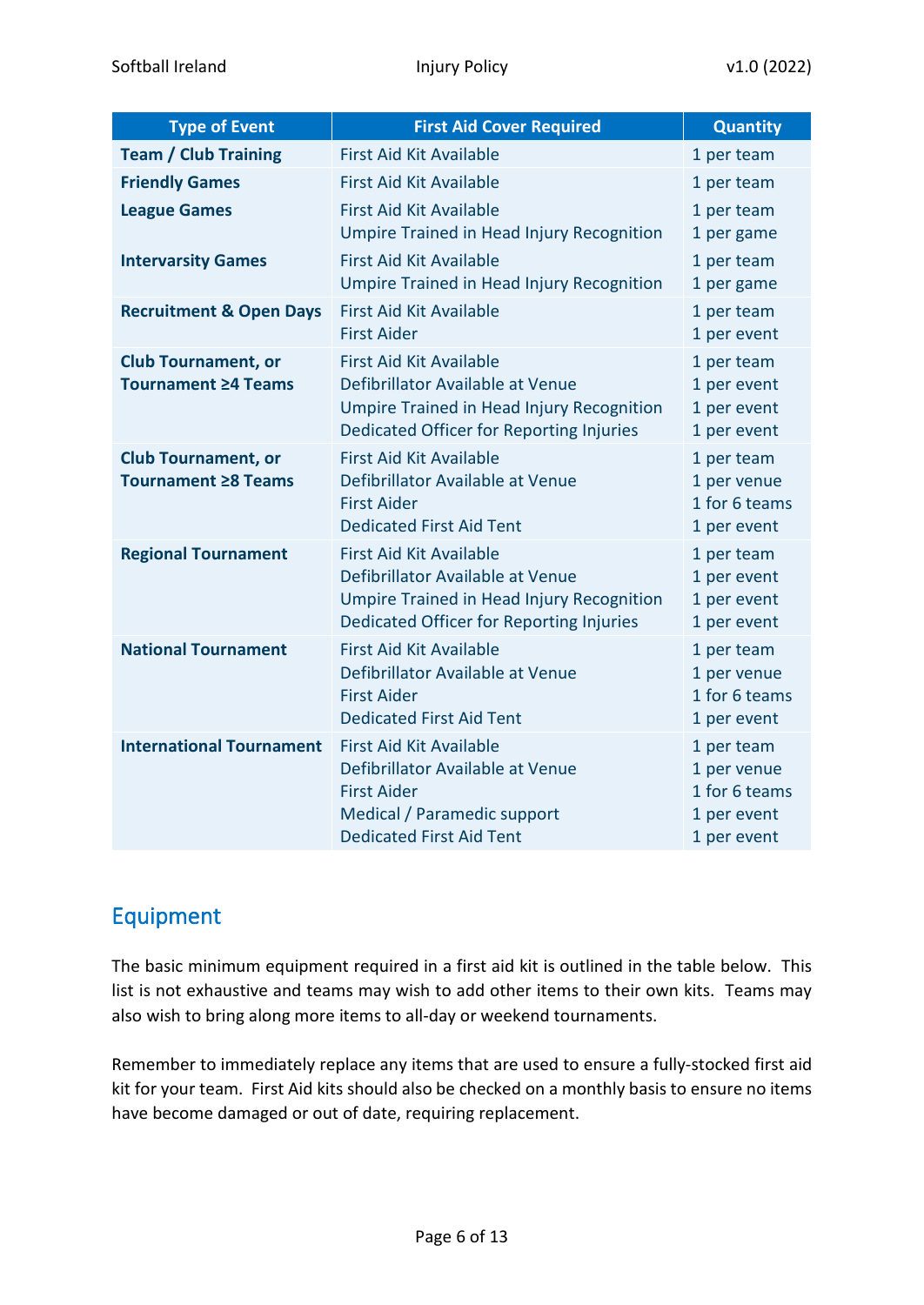| Type of Event | First Aid Cover Required | Quantity |
|---|---|---|
| **Team / Club Training** | First Aid Kit Available | 1 per team |
| **Friendly Games** | First Aid Kit Available | 1 per team |
| **League Games** | First Aid Kit Available<br>Umpire Trained in Head Injury Recognition | 1 per team<br>1 per game |
| **Intervarsity Games** | First Aid Kit Available<br>Umpire Trained in Head Injury Recognition | 1 per team<br>1 per game |
| **Recruitment & Open Days** | First Aid Kit Available<br>First Aider | 1 per team<br>1 per event |
| **Club Tournament, or Tournament ≥4 Teams** | First Aid Kit Available<br>Defibrillator Available at Venue<br>Umpire Trained in Head Injury Recognition<br>Dedicated Officer for Reporting Injuries | 1 per team<br>1 per event<br>1 per event<br>1 per event |
| **Club Tournament, or Tournament ≥8 Teams** | First Aid Kit Available<br>Defibrillator Available at Venue<br>First Aider<br>Dedicated First Aid Tent | 1 per team<br>1 per venue<br>1 for 6 teams<br>1 per event |
| **Regional Tournament** | First Aid Kit Available<br>Defibrillator Available at Venue<br>Umpire Trained in Head Injury Recognition<br>Dedicated Officer for Reporting Injuries | 1 per team<br>1 per event<br>1 per event<br>1 per event |
| **National Tournament** | First Aid Kit Available<br>Defibrillator Available at Venue<br>First Aider<br>Dedicated First Aid Tent | 1 per team<br>1 per venue<br>1 for 6 teams<br>1 per event |
| **International Tournament** | First Aid Kit Available<br>Defibrillator Available at Venue<br>First Aider<br>Medical / Paramedic support<br>Dedicated First Aid Tent | 1 per team<br>1 per venue<br>1 for 6 teams<br>1 per event<br>1 per event |

## Equipment

The basic minimum equipment required in a first aid kit is outlined in the table below. This list is not exhaustive and teams may wish to add other items to their own kits. Teams may also wish to bring along more items to all-day or weekend tournaments.

Remember to immediately replace any items that are used to ensure a fully-stocked first aid kit for your team. First Aid kits should also be checked on a monthly basis to ensure no items have become damaged or out of date, requiring replacement.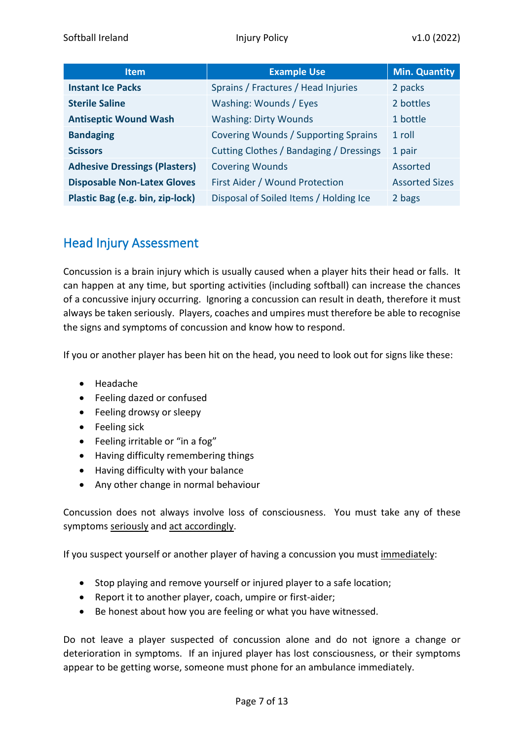| Item | Example Use | Min. Quantity |
| --- | --- | --- |
| **Instant Ice Packs** | Sprains / Fractures / Head Injuries | 2 packs |
| **Sterile Saline** | Washing: Wounds / Eyes | 2 bottles |
| **Antiseptic Wound Wash** | Washing: Dirty Wounds | 1 bottle |
| **Bandaging** | Covering Wounds / Supporting Sprains | 1 roll |
| **Scissors** | Cutting Clothes / Bandaging / Dressings | 1 pair |
| **Adhesive Dressings (Plasters)** | Covering Wounds | Assorted |
| **Disposable Non-Latex Gloves** | First Aider / Wound Protection | Assorted Sizes |
| **Plastic Bag (e.g. bin, zip-lock)** | Disposal of Soiled Items / Holding Ice | 2 bags |

## Head Injury Assessment

Concussion is a brain injury which is usually caused when a player hits their head or falls. It can happen at any time, but sporting activities (including softball) can increase the chances of a concussive injury occurring. Ignoring a concussion can result in death, therefore it must always be taken seriously. Players, coaches and umpires must therefore be able to recognise the signs and symptoms of concussion and know how to respond.

If you or another player has been hit on the head, you need to look out for signs like these:

- Headache
- Feeling dazed or confused
- Feeling drowsy or sleepy
- Feeling sick
- Feeling irritable or "in a fog"
- Having difficulty remembering things
- Having difficulty with your balance
- Any other change in normal behaviour

Concussion does not always involve loss of consciousness. You must take any of these symptoms <u>seriously</u> and <u>act accordingly</u>.

If you suspect yourself or another player of having a concussion you must <u>immediately</u>:

- Stop playing and remove yourself or injured player to a safe location;
- Report it to another player, coach, umpire or first-aider;
- Be honest about how you are feeling or what you have witnessed.

Do not leave a player suspected of concussion alone and do not ignore a change or deterioration in symptoms. If an injured player has lost consciousness, or their symptoms appear to be getting worse, someone must phone for an ambulance immediately.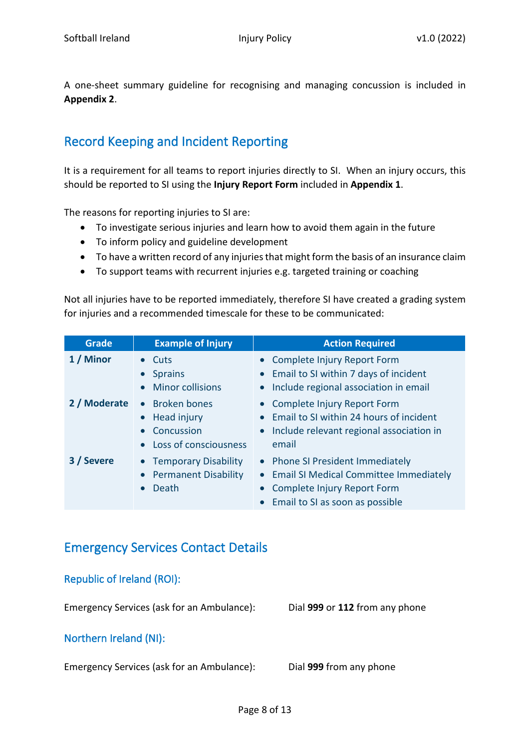A one-sheet summary guideline for recognising and managing concussion is included in **Appendix 2**.

## Record Keeping and Incident Reporting

It is a requirement for all teams to report injuries directly to SI. When an injury occurs, this should be reported to SI using the **Injury Report Form** included in **Appendix 1**.

The reasons for reporting injuries to SI are:

- To investigate serious injuries and learn how to avoid them again in the future
- To inform policy and guideline development
- To have a written record of any injuries that might form the basis of an insurance claim
- To support teams with recurrent injuries e.g. targeted training or coaching

Not all injuries have to be reported immediately, therefore SI have created a grading system for injuries and a recommended timescale for these to be communicated:

| Grade | Example of Injury | Action Required |
|---|---|---|
| **1 / Minor** | • Cuts<br>• Sprains<br>• Minor collisions | • Complete Injury Report Form<br>• Email to SI within 7 days of incident<br>• Include regional association in email |
| **2 / Moderate** | • Broken bones<br>• Head injury<br>• Concussion<br>• Loss of consciousness | • Complete Injury Report Form<br>• Email to SI within 24 hours of incident<br>• Include relevant regional association in email |
| **3 / Severe** | • Temporary Disability<br>• Permanent Disability<br>• Death | • Phone SI President Immediately<br>• Email SI Medical Committee Immediately<br>• Complete Injury Report Form<br>• Email to SI as soon as possible |

## Emergency Services Contact Details

### Republic of Ireland (ROI):

Emergency Services (ask for an Ambulance): Dial **999** or **112** from any phone

### Northern Ireland (NI):

Emergency Services (ask for an Ambulance): Dial **999** from any phone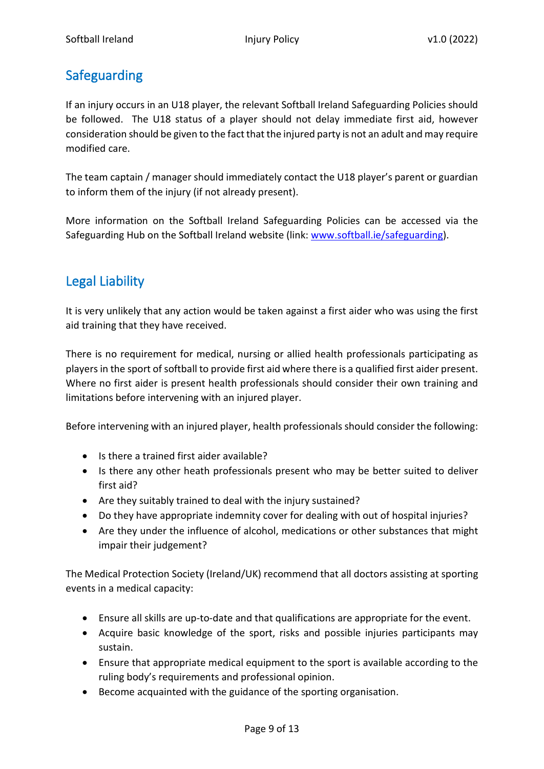## Safeguarding

If an injury occurs in an U18 player, the relevant Softball Ireland Safeguarding Policies should be followed. The U18 status of a player should not delay immediate first aid, however consideration should be given to the fact that the injured party is not an adult and may require modified care.

The team captain / manager should immediately contact the U18 player's parent or guardian to inform them of the injury (if not already present).

More information on the Softball Ireland Safeguarding Policies can be accessed via the Safeguarding Hub on the Softball Ireland website (link: [www.softball.ie/safeguarding](www.softball.ie/safeguarding)).

## Legal Liability

It is very unlikely that any action would be taken against a first aider who was using the first aid training that they have received.

There is no requirement for medical, nursing or allied health professionals participating as players in the sport of softball to provide first aid where there is a qualified first aider present. Where no first aider is present health professionals should consider their own training and limitations before intervening with an injured player.

Before intervening with an injured player, health professionals should consider the following:

- Is there a trained first aider available?
- Is there any other heath professionals present who may be better suited to deliver first aid?
- Are they suitably trained to deal with the injury sustained?
- Do they have appropriate indemnity cover for dealing with out of hospital injuries?
- Are they under the influence of alcohol, medications or other substances that might impair their judgement?

The Medical Protection Society (Ireland/UK) recommend that all doctors assisting at sporting events in a medical capacity:

- Ensure all skills are up-to-date and that qualifications are appropriate for the event.
- Acquire basic knowledge of the sport, risks and possible injuries participants may sustain.
- Ensure that appropriate medical equipment to the sport is available according to the ruling body's requirements and professional opinion.
- Become acquainted with the guidance of the sporting organisation.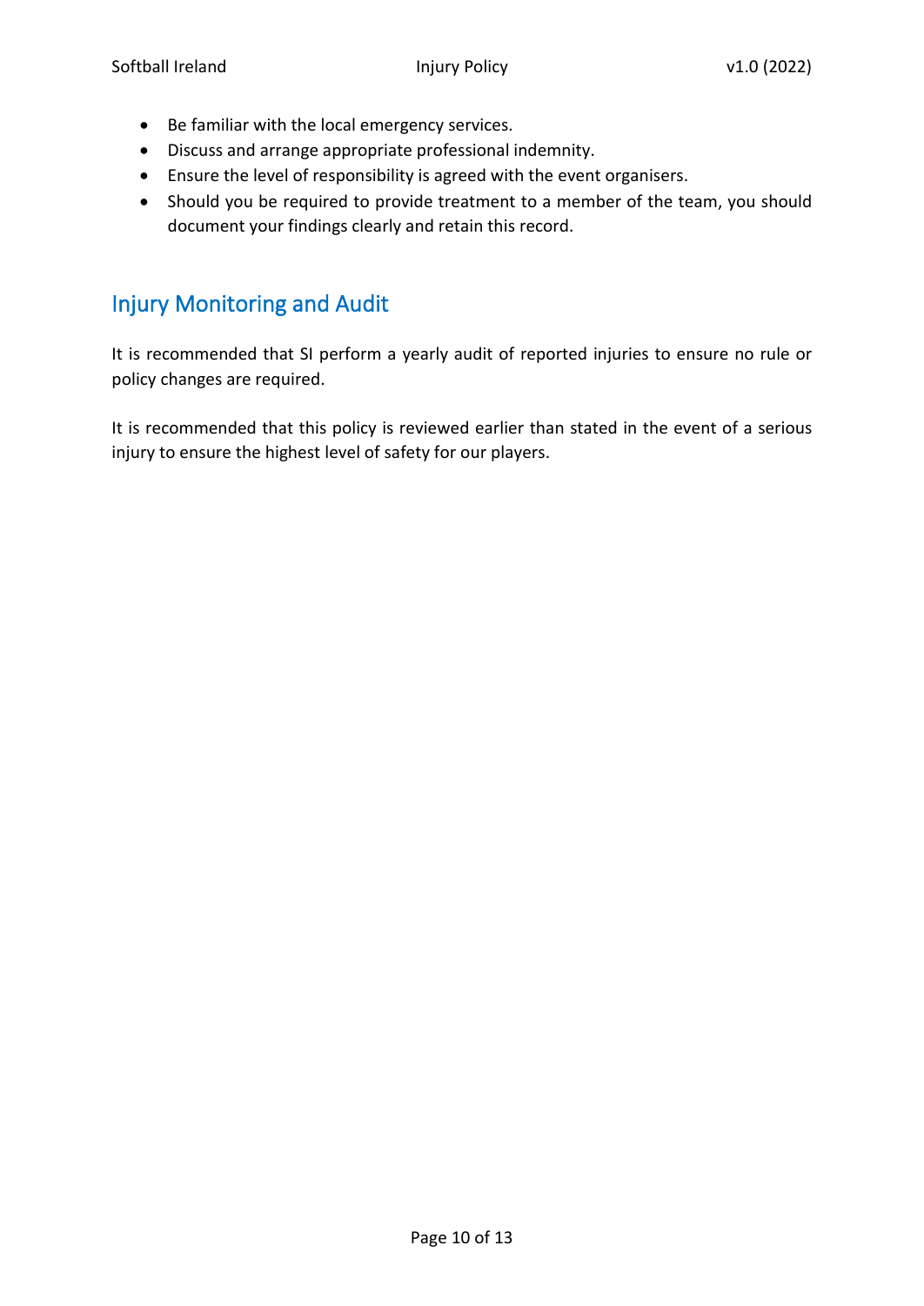- Be familiar with the local emergency services.
- Discuss and arrange appropriate professional indemnity.
- Ensure the level of responsibility is agreed with the event organisers.
- Should you be required to provide treatment to a member of the team, you should document your findings clearly and retain this record.

## Injury Monitoring and Audit

It is recommended that SI perform a yearly audit of reported injuries to ensure no rule or policy changes are required.

It is recommended that this policy is reviewed earlier than stated in the event of a serious injury to ensure the highest level of safety for our players.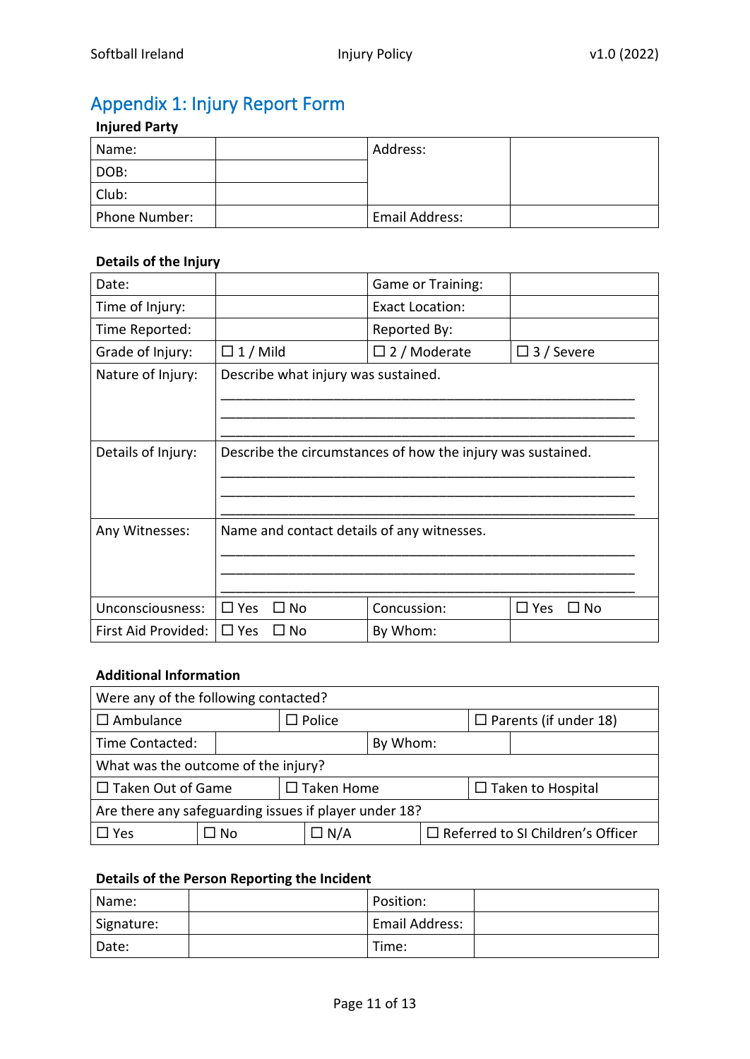## Appendix 1: Injury Report Form

**Injured Party**

| Name: | | Address: | |
|---|---|---|---|
| DOB: | | | |
| Club: | | | |
| Phone Number: | | Email Address: | |

**Details of the Injury**

| Date: | | Game or Training: | |
|---|---|---|---|
| Time of Injury: | | Exact Location: | |
| Time Reported: | | Reported By: | |
| Grade of Injury: | ☐ 1 / Mild | ☐ 2 / Moderate | ☐ 3 / Severe |
| Nature of Injury: | Describe what injury was sustained.<br>\_\_\_\_\_\_\_\_\_\_\_\_\_\_\_\_\_\_\_\_\_\_\_\_\_\_\_\_\_\_\_\_\_\_\_\_\_\_\_\_\_\_\_\_\_\_\_\_\_\_\_\_\_\_\_\_<br>\_\_\_\_\_\_\_\_\_\_\_\_\_\_\_\_\_\_\_\_\_\_\_\_\_\_\_\_\_\_\_\_\_\_\_\_\_\_\_\_\_\_\_\_\_\_\_\_\_\_\_\_\_\_\_\_<br>\_\_\_\_\_\_\_\_\_\_\_\_\_\_\_\_\_\_\_\_\_\_\_\_\_\_\_\_\_\_\_\_\_\_\_\_\_\_\_\_\_\_\_\_\_\_\_\_\_\_\_\_\_\_\_\_ | | |
| Details of Injury: | Describe the circumstances of how the injury was sustained.<br>\_\_\_\_\_\_\_\_\_\_\_\_\_\_\_\_\_\_\_\_\_\_\_\_\_\_\_\_\_\_\_\_\_\_\_\_\_\_\_\_\_\_\_\_\_\_\_\_\_\_\_\_\_\_\_\_<br>\_\_\_\_\_\_\_\_\_\_\_\_\_\_\_\_\_\_\_\_\_\_\_\_\_\_\_\_\_\_\_\_\_\_\_\_\_\_\_\_\_\_\_\_\_\_\_\_\_\_\_\_\_\_\_\_<br>\_\_\_\_\_\_\_\_\_\_\_\_\_\_\_\_\_\_\_\_\_\_\_\_\_\_\_\_\_\_\_\_\_\_\_\_\_\_\_\_\_\_\_\_\_\_\_\_\_\_\_\_\_\_\_\_ | | |
| Any Witnesses: | Name and contact details of any witnesses.<br>\_\_\_\_\_\_\_\_\_\_\_\_\_\_\_\_\_\_\_\_\_\_\_\_\_\_\_\_\_\_\_\_\_\_\_\_\_\_\_\_\_\_\_\_\_\_\_\_\_\_\_\_\_\_\_\_<br>\_\_\_\_\_\_\_\_\_\_\_\_\_\_\_\_\_\_\_\_\_\_\_\_\_\_\_\_\_\_\_\_\_\_\_\_\_\_\_\_\_\_\_\_\_\_\_\_\_\_\_\_\_\_\_\_<br>\_\_\_\_\_\_\_\_\_\_\_\_\_\_\_\_\_\_\_\_\_\_\_\_\_\_\_\_\_\_\_\_\_\_\_\_\_\_\_\_\_\_\_\_\_\_\_\_\_\_\_\_\_\_\_\_ | | |
| Unconsciousness: | ☐ Yes ☐ No | Concussion: | ☐ Yes ☐ No |
| First Aid Provided: | ☐ Yes ☐ No | By Whom: | |

**Additional Information**

| Were any of the following contacted? | | | |
|---|---|---|---|
| ☐ Ambulance | ☐ Police | ☐ Parents (if under 18) | |
| Time Contacted: | | By Whom: | |
| What was the outcome of the injury? | | | |
| ☐ Taken Out of Game | ☐ Taken Home | ☐ Taken to Hospital | |
| Are there any safeguarding issues if player under 18? | | | |
| ☐ Yes | ☐ No | ☐ N/A | ☐ Referred to SI Children's Officer |

**Details of the Person Reporting the Incident**

| Name: | | Position: | |
|---|---|---|---|
| Signature: | | Email Address: | |
| Date: | | Time: | |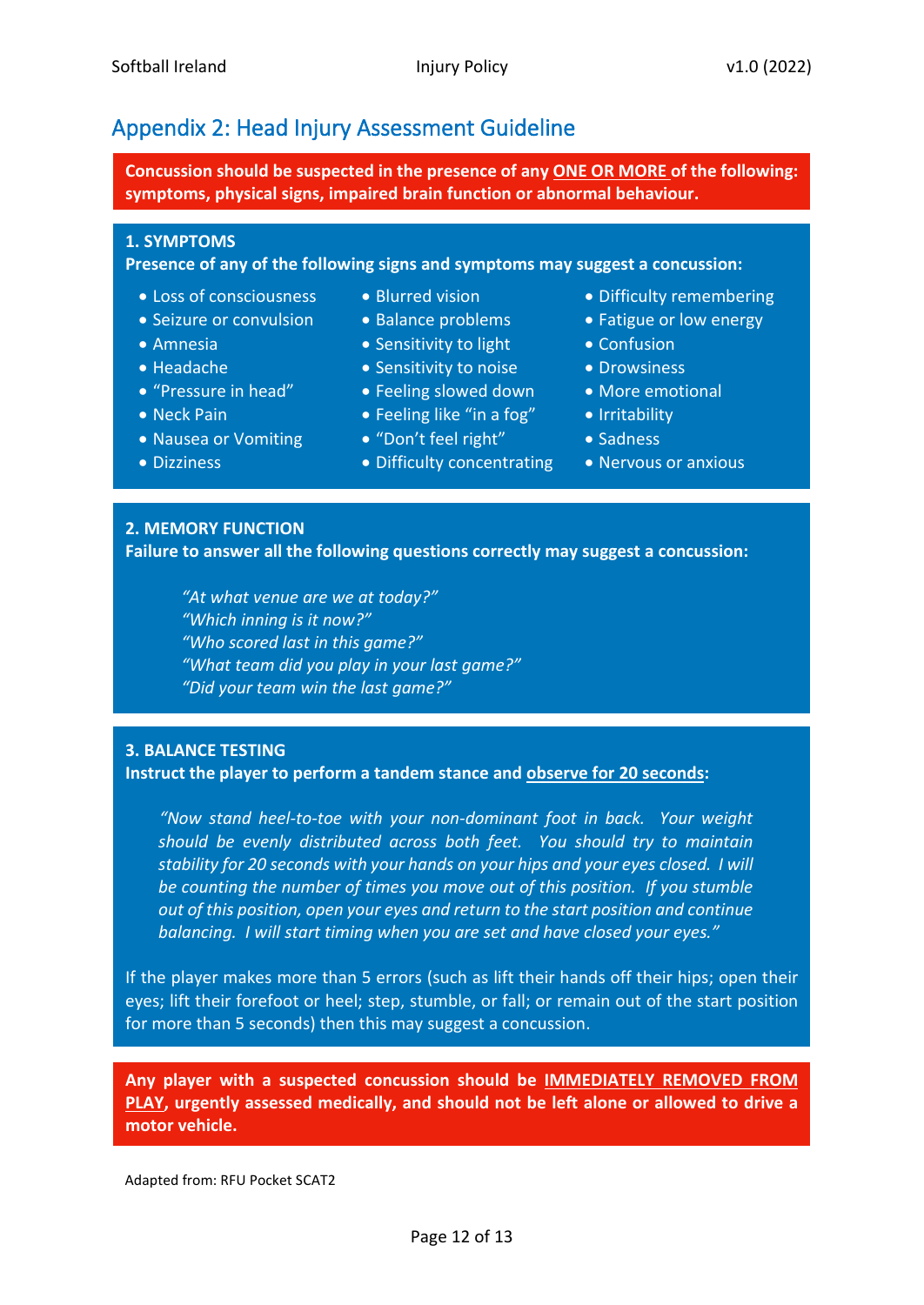## Appendix 2: Head Injury Assessment Guideline

**Concussion should be suspected in the presence of any <u>ONE OR MORE</u> of the following: symptoms, physical signs, impaired brain function or abnormal behaviour.**

### 1. SYMPTOMS

**Presence of any of the following signs and symptoms may suggest a concussion:**

- Loss of consciousness
- Seizure or convulsion
- Amnesia
- Headache
- "Pressure in head"
- Neck Pain
- Nausea or Vomiting
- Dizziness
- Blurred vision
- Balance problems
- Sensitivity to light
- Sensitivity to noise
- Feeling slowed down
- Feeling like "in a fog"
- "Don't feel right"
- Difficulty concentrating
- Difficulty remembering
- Fatigue or low energy
- Confusion
- Drowsiness
- More emotional
- Irritability
- Sadness
- Nervous or anxious

### 2. MEMORY FUNCTION

**Failure to answer all the following questions correctly may suggest a concussion:**

*"At what venue are we at today?"*
*"Which inning is it now?"*
*"Who scored last in this game?"*
*"What team did you play in your last game?"*
*"Did your team win the last game?"*

### 3. BALANCE TESTING

**Instruct the player to perform a tandem stance and <u>observe for 20 seconds</u>:**

*"Now stand heel-to-toe with your non-dominant foot in back. Your weight should be evenly distributed across both feet. You should try to maintain stability for 20 seconds with your hands on your hips and your eyes closed. I will be counting the number of times you move out of this position. If you stumble out of this position, open your eyes and return to the start position and continue balancing. I will start timing when you are set and have closed your eyes."*

If the player makes more than 5 errors (such as lift their hands off their hips; open their eyes; lift their forefoot or heel; step, stumble, or fall; or remain out of the start position for more than 5 seconds) then this may suggest a concussion.

**Any player with a suspected concussion should be <u>IMMEDIATELY REMOVED FROM PLAY</u>, urgently assessed medically, and should not be left alone or allowed to drive a motor vehicle.**

Adapted from: RFU Pocket SCAT2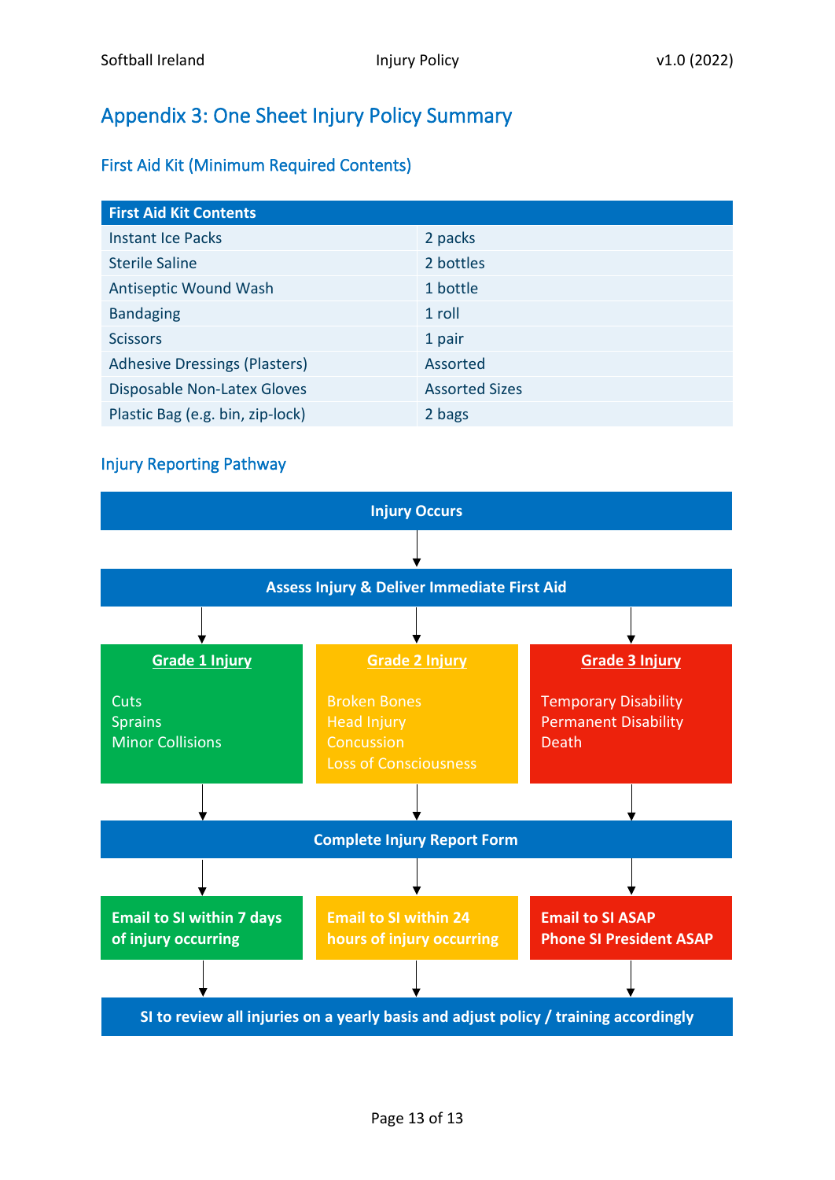## Appendix 3: One Sheet Injury Policy Summary

### First Aid Kit (Minimum Required Contents)

| First Aid Kit Contents | |
|---|---|
| Instant Ice Packs | 2 packs |
| Sterile Saline | 2 bottles |
| Antiseptic Wound Wash | 1 bottle |
| Bandaging | 1 roll |
| Scissors | 1 pair |
| Adhesive Dressings (Plasters) | Assorted |
| Disposable Non-Latex Gloves | Assorted Sizes |
| Plastic Bag (e.g. bin, zip-lock) | 2 bags |

### Injury Reporting Pathway

**Injury Occurs**

**Assess Injury & Deliver Immediate First Aid**

**Grade 1 Injury**

Cuts
Sprains
Minor Collisions

**Grade 2 Injury**

Broken Bones
Head Injury
Concussion
Loss of Consciousness

**Grade 3 Injury**

Temporary Disability
Permanent Disability
Death

**Complete Injury Report Form**

**Email to SI within 7 days of injury occurring**

**Email to SI within 24 hours of injury occurring**

**Email to SI ASAP**
**Phone SI President ASAP**

**SI to review all injuries on a yearly basis and adjust policy / training accordingly**